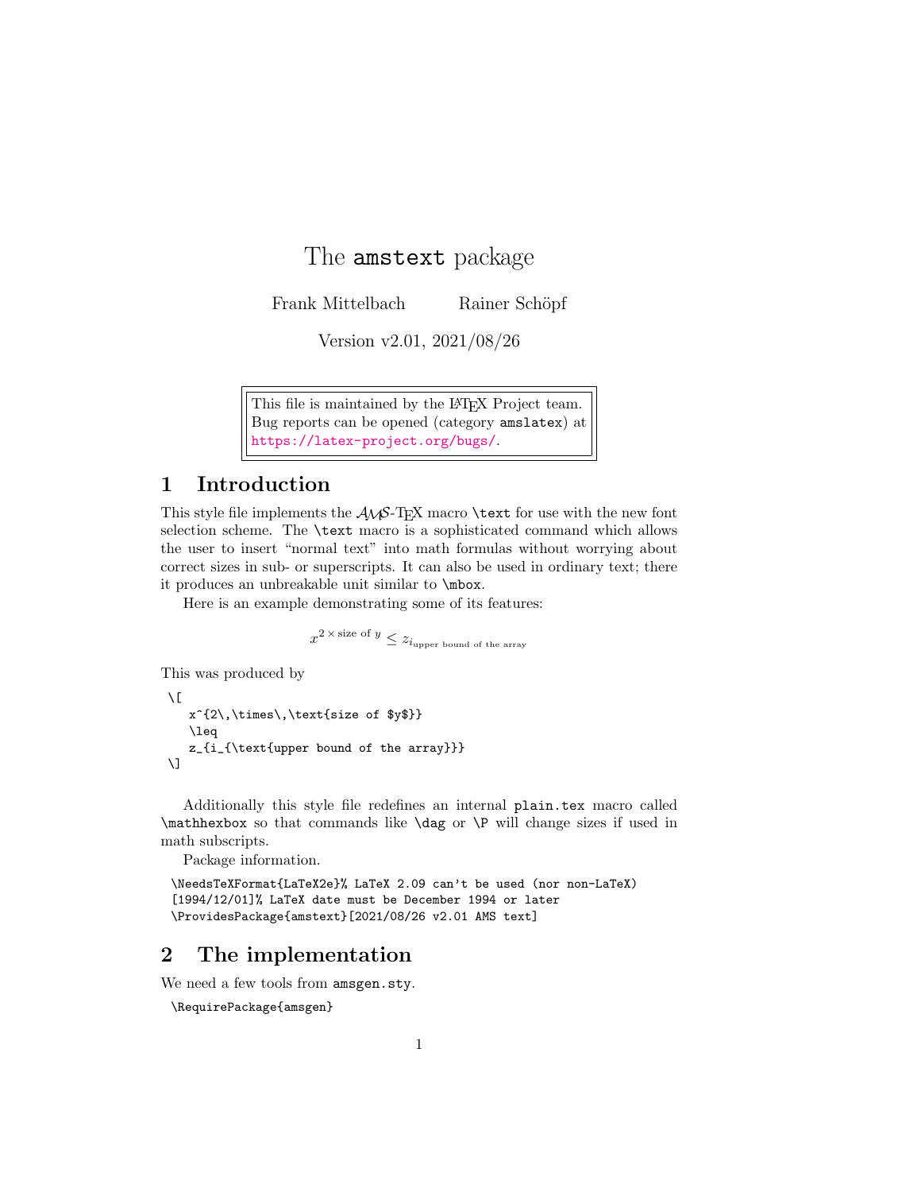# The `amstext` package

Frank Mittelbach    Rainer Schöpf

Version v2.01, 2021/08/26

> This file is maintained by the LaTeX Project team.
> Bug reports can be opened (category `amslatex`) at
> https://latex-project.org/bugs/.

## 1 Introduction

This style file implements the $\mathcal{AMS}$-TeX macro `\text` for use with the new font selection scheme. The `\text` macro is a sophisticated command which allows the user to insert "normal text" into math formulas without worrying about correct sizes in sub- or superscripts. It can also be used in ordinary text; there it produces an unbreakable unit similar to `\mbox`.

Here is an example demonstrating some of its features:

$$x^{2\,\times\,\text{size of $y$}} \leq z_{i_{\text{upper bound of the array}}}$$

This was produced by

```
\[
   x^{2\,\times\,\text{size of $y$}}
   \leq
   z_{i_{\text{upper bound of the array}}}
\]
```

Additionally this style file redefines an internal `plain.tex` macro called `\mathhexbox` so that commands like `\dag` or `\P` will change sizes if used in math subscripts.

Package information.

```
\NeedsTeXFormat{LaTeX2e}% LaTeX 2.09 can't be used (nor non-LaTeX)
[1994/12/01]% LaTeX date must be December 1994 or later
\ProvidesPackage{amstext}[2021/08/26 v2.01 AMS text]
```

## 2 The implementation

We need a few tools from `amsgen.sty`.

```
\RequirePackage{amsgen}
```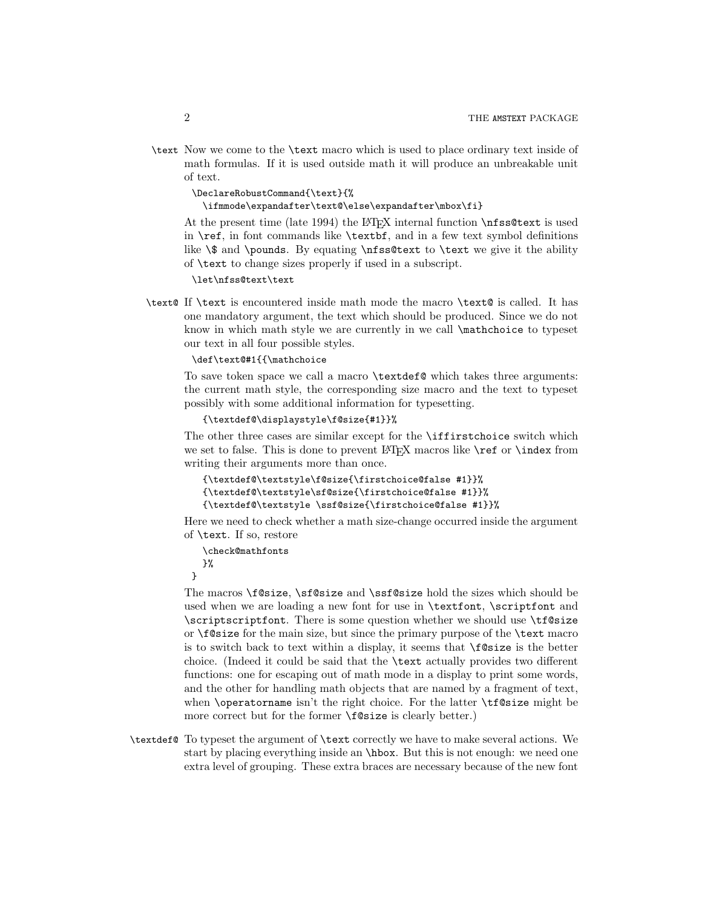`\text` Now we come to the `\text` macro which is used to place ordinary text inside of math formulas. If it is used outside math it will produce an unbreakable unit of text.

```
\DeclareRobustCommand{\text}{%
  \ifmmode\expandafter\text@\else\expandafter\mbox\fi}
```

At the present time (late 1994) the LaTeX internal function `\nfss@text` is used in `\ref`, in font commands like `\textbf`, and in a few text symbol definitions like `\$` and `\pounds`. By equating `\nfss@text` to `\text` we give it the ability of `\text` to change sizes properly if used in a subscript.

```
\let\nfss@text\text
```

`\text@` If `\text` is encountered inside math mode the macro `\text@` is called. It has one mandatory argument, the text which should be produced. Since we do not know in which math style we are currently in we call `\mathchoice` to typeset our text in all four possible styles.

```
\def\text@#1{{\mathchoice
```

To save token space we call a macro `\textdef@` which takes three arguments: the current math style, the corresponding size macro and the text to typeset possibly with some additional information for typesetting.

```
  {\textdef@\displaystyle\f@size{#1}}%
```

The other three cases are similar except for the `\iffirstchoice` switch which we set to false. This is done to prevent LaTeX macros like `\ref` or `\index` from writing their arguments more than once.

```
  {\textdef@\textstyle\f@size{\firstchoice@false #1}}%
  {\textdef@\textstyle\sf@size{\firstchoice@false #1}}%
  {\textdef@\textstyle \ssf@size{\firstchoice@false #1}}%
```

Here we need to check whether a math size-change occurred inside the argument of `\text`. If so, restore

```
  \check@mathfonts
  }%
}
```

The macros `\f@size`, `\sf@size` and `\ssf@size` hold the sizes which should be used when we are loading a new font for use in `\textfont`, `\scriptfont` and `\scriptscriptfont`. There is some question whether we should use `\tf@size` or `\f@size` for the main size, but since the primary purpose of the `\text` macro is to switch back to text within a display, it seems that `\f@size` is the better choice. (Indeed it could be said that the `\text` actually provides two different functions: one for escaping out of math mode in a display to print some words, and the other for handling math objects that are named by a fragment of text, when `\operatorname` isn't the right choice. For the latter `\tf@size` might be more correct but for the former `\f@size` is clearly better.)

`\textdef@` To typeset the argument of `\text` correctly we have to make several actions. We start by placing everything inside an `\hbox`. But this is not enough: we need one extra level of grouping. These extra braces are necessary because of the new font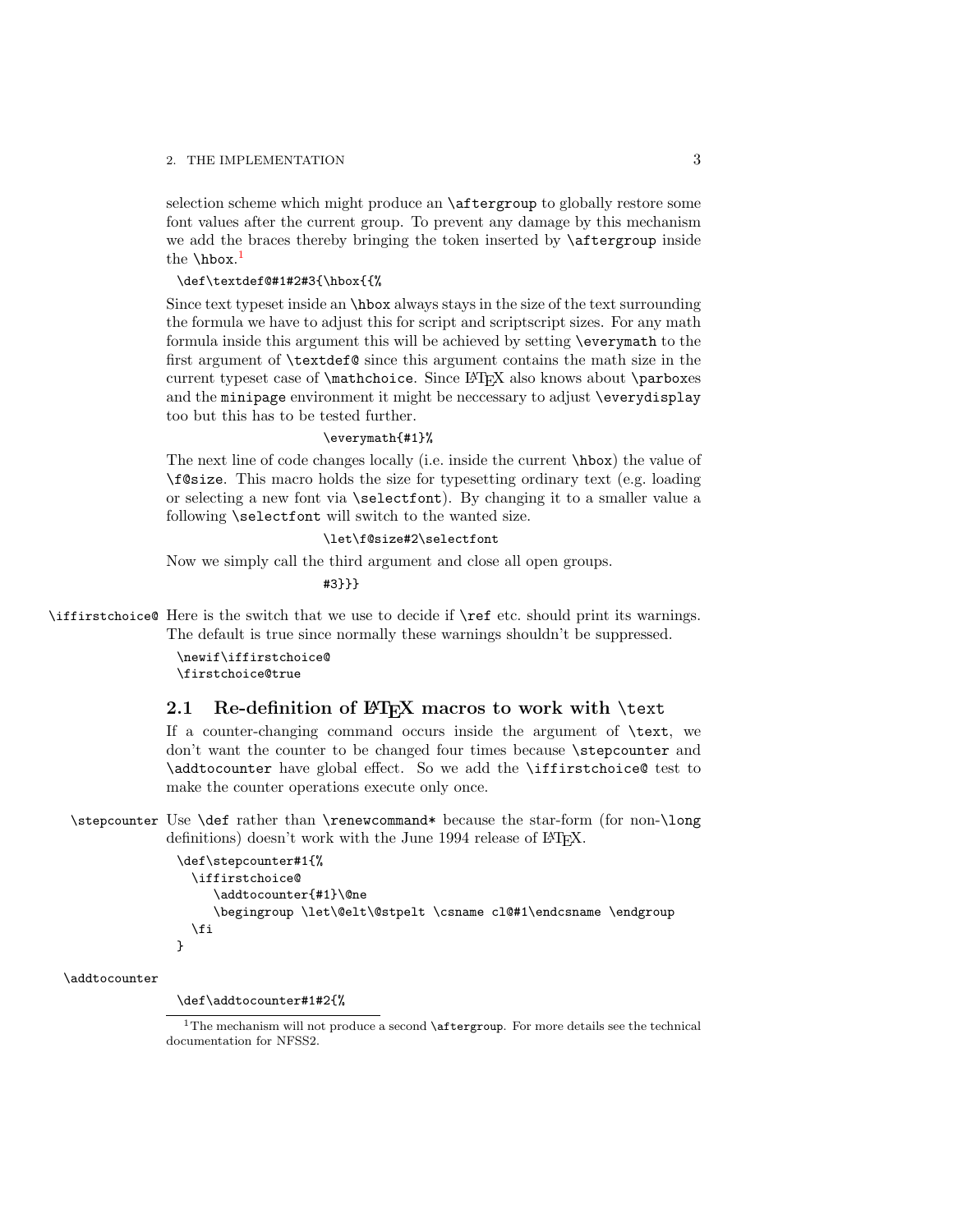selection scheme which might produce an `\aftergroup` to globally restore some font values after the current group. To prevent any damage by this mechanism we add the braces thereby bringing the token inserted by `\aftergroup` inside the `\hbox`.[1]

```
\def\textdef@#1#2#3{\hbox{{%
```

Since text typeset inside an `\hbox` always stays in the size of the text surrounding the formula we have to adjust this for script and scriptscript sizes. For any math formula inside this argument this will be achieved by setting `\everymath` to the first argument of `\textdef@` since this argument contains the math size in the current typeset case of `\mathchoice`. Since LaTeX also knows about `\parbox`es and the `minipage` environment it might be neccessary to adjust `\everydisplay` too but this has to be tested further.

```
                    \everymath{#1}%
```

The next line of code changes locally (i.e. inside the current `\hbox`) the value of `\f@size`. This macro holds the size for typesetting ordinary text (e.g. loading or selecting a new font via `\selectfont`). By changing it to a smaller value a following `\selectfont` will switch to the wanted size.

```
                    \let\f@size#2\selectfont
```

Now we simply call the third argument and close all open groups.

```
                    #3}}}
```

`\iffirstchoice@` Here is the switch that we use to decide if `\ref` etc. should print its warnings. The default is true since normally these warnings shouldn't be suppressed.

```
\newif\iffirstchoice@
\firstchoice@true
```

## 2.1 Re-definition of LaTeX macros to work with `\text`

If a counter-changing command occurs inside the argument of `\text`, we don't want the counter to be changed four times because `\stepcounter` and `\addtocounter` have global effect. So we add the `\iffirstchoice@` test to make the counter operations execute only once.

`\stepcounter` Use `\def` rather than `\renewcommand*` because the star-form (for non-`\long` definitions) doesn't work with the June 1994 release of LaTeX.

```
\def\stepcounter#1{%
  \iffirstchoice@
     \addtocounter{#1}\@ne
     \begingroup \let\@elt\@stpelt \csname cl@#1\endcsname \endgroup
  \fi
}
```

`\addtocounter`

```
\def\addtocounter#1#2{%
```

[1] The mechanism will not produce a second `\aftergroup`. For more details see the technical documentation for NFSS2.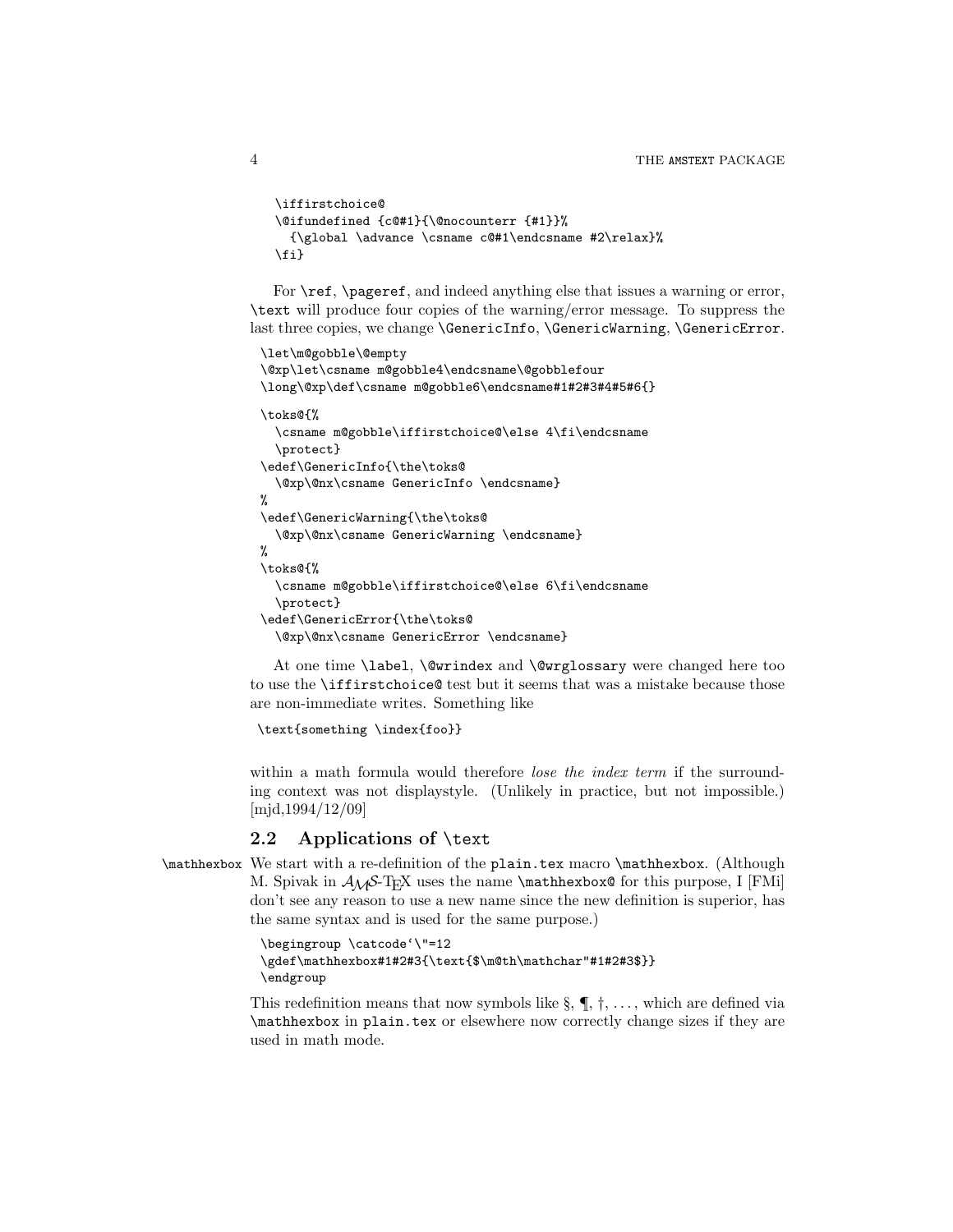```
\iffirstchoice@
\@ifundefined {c@#1}{\@nocounterr {#1}}%
  {\global \advance \csname c@#1\endcsname #2\relax}%
\fi}
```

For `\ref`, `\pageref`, and indeed anything else that issues a warning or error, `\text` will produce four copies of the warning/error message. To suppress the last three copies, we change `\GenericInfo`, `\GenericWarning`, `\GenericError`.

```
\let\m@gobble\@empty
\@xp\let\csname m@gobble4\endcsname\@gobblefour
\long\@xp\def\csname m@gobble6\endcsname#1#2#3#4#5#6{}

\toks@{%
  \csname m@gobble\iffirstchoice@\else 4\fi\endcsname
  \protect}
\edef\GenericInfo{\the\toks@
  \@xp\@nx\csname GenericInfo \endcsname}
%
\edef\GenericWarning{\the\toks@
  \@xp\@nx\csname GenericWarning \endcsname}
%
\toks@{%
  \csname m@gobble\iffirstchoice@\else 6\fi\endcsname
  \protect}
\edef\GenericError{\the\toks@
  \@xp\@nx\csname GenericError \endcsname}
```

At one time `\label`, `\@wrindex` and `\@wrglossary` were changed here too to use the `\iffirstchoice@` test but it seems that was a mistake because those are non-immediate writes. Something like

```
\text{something \index{foo}}
```

within a math formula would therefore *lose the index term* if the surrounding context was not displaystyle. (Unlikely in practice, but not impossible.) [mjd,1994/12/09]

## 2.2 Applications of `\text`

`\mathhexbox` We start with a re-definition of the `plain.tex` macro `\mathhexbox`. (Although M. Spivak in $\mathcal{A}_{\mathcal{M}}\mathcal{S}$-TEX uses the name `\mathhexbox@` for this purpose, I [FMi] don't see any reason to use a new name since the new definition is superior, has the same syntax and is used for the same purpose.)

```
\begingroup \catcode`\"=12
\gdef\mathhexbox#1#2#3{\text{$\m@th\mathchar"#1#2#3$}}
\endgroup
```

This redefinition means that now symbols like §, ¶, †, ..., which are defined via `\mathhexbox` in `plain.tex` or elsewhere now correctly change sizes if they are used in math mode.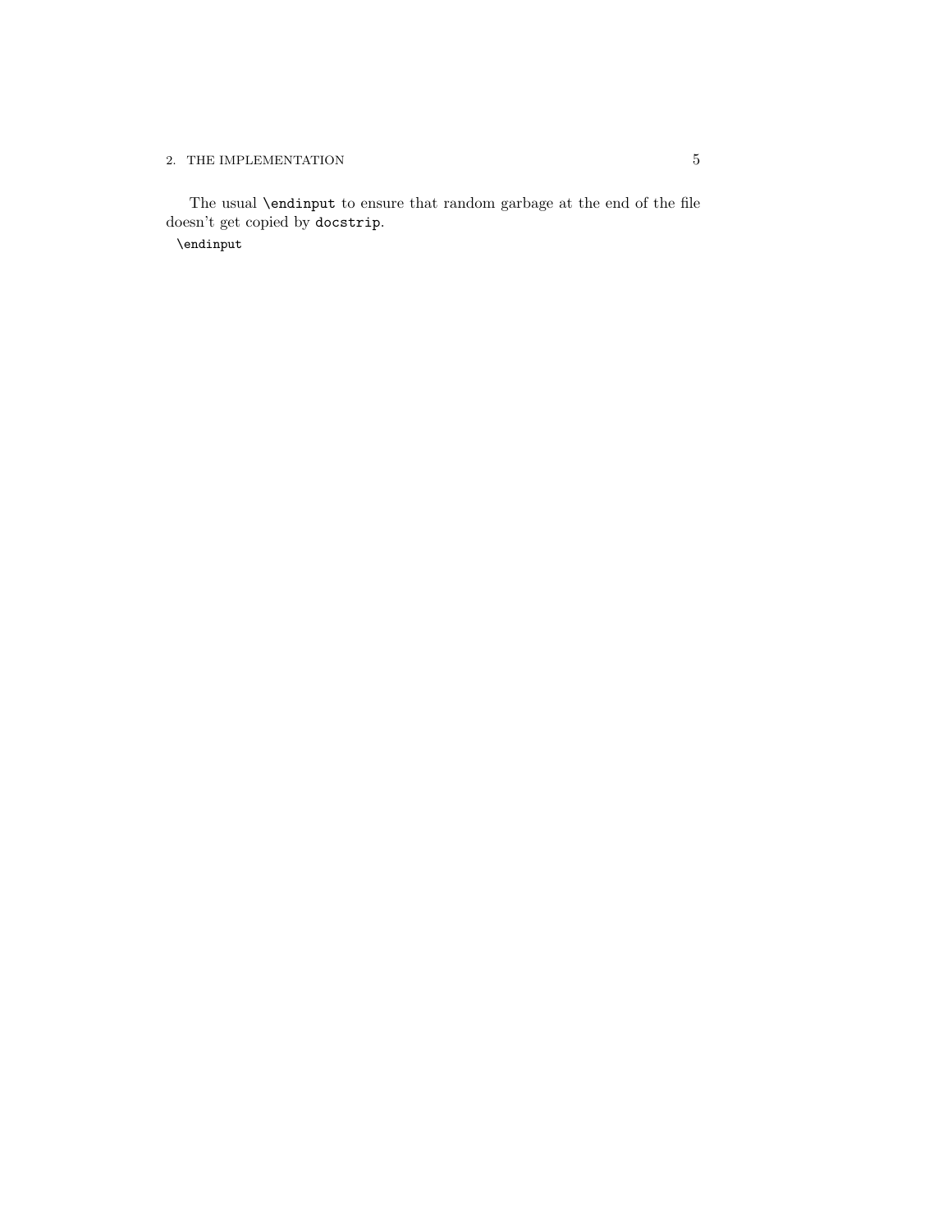The usual `\endinput` to ensure that random garbage at the end of the file doesn't get copied by `docstrip`.

```
\endinput
```